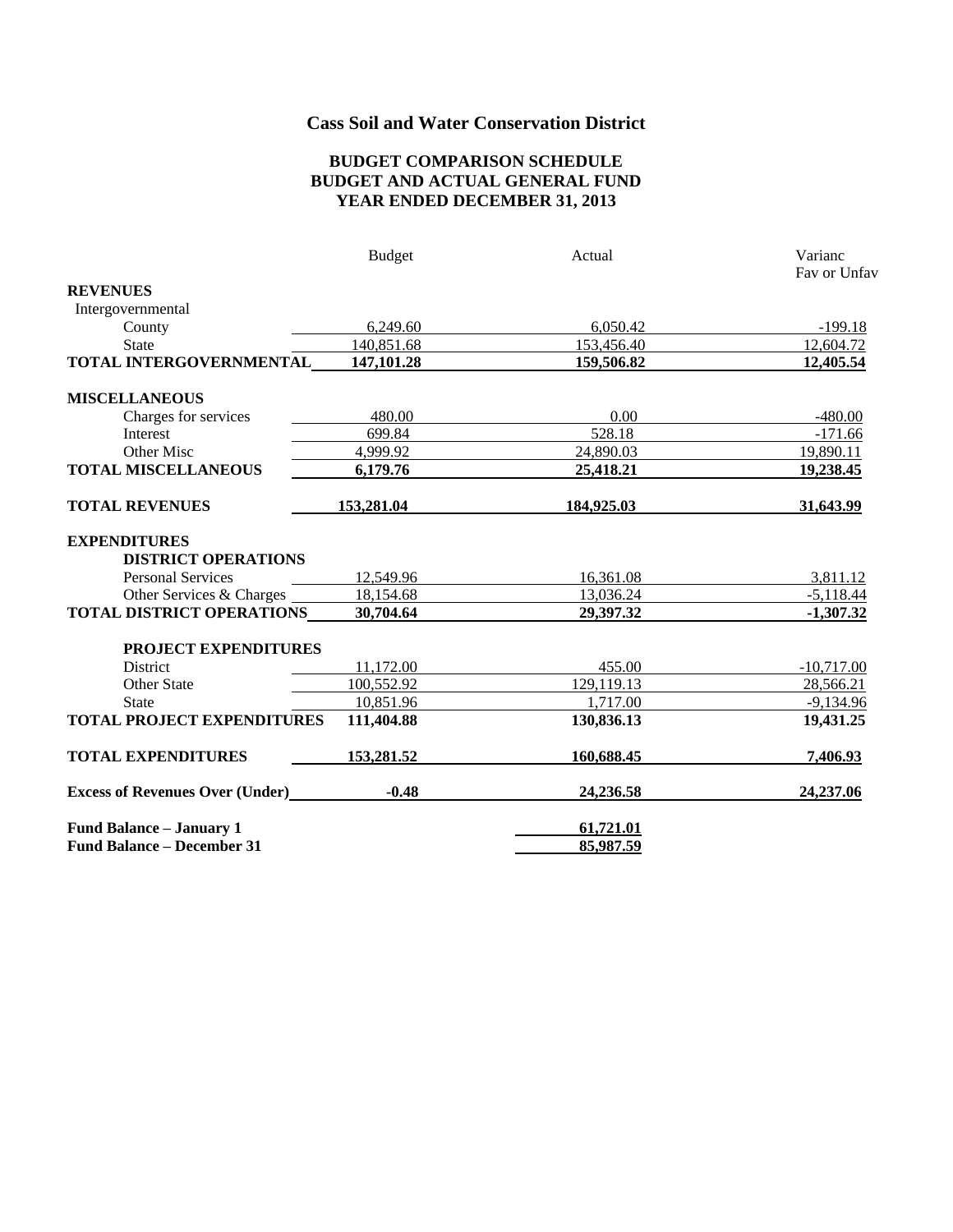# Cass Soil and Water Conservation District

## BUDGET COMPARISON SCHEDULE
## BUDGET AND ACTUAL GENERAL FUND
## YEAR ENDED DECEMBER 31, 2013

| | Budget | Actual | Varianc Fav or Unfav |
|---|---|---|---|
| **REVENUES** | | | |
| Intergovernmental | | | |
| County | 6,249.60 | 6,050.42 | -199.18 |
| State | 140,851.68 | 153,456.40 | 12,604.72 |
| **TOTAL INTERGOVERNMENTAL** | **147,101.28** | **159,506.82** | **12,405.54** |
| | | | |
| **MISCELLANEOUS** | | | |
| Charges for services | 480.00 | 0.00 | -480.00 |
| Interest | 699.84 | 528.18 | -171.66 |
| Other Misc | 4,999.92 | 24,890.03 | 19,890.11 |
| **TOTAL MISCELLANEOUS** | **6,179.76** | **25,418.21** | **19,238.45** |
| | | | |
| **TOTAL REVENUES** | **153,281.04** | **184,925.03** | **31,643.99** |
| | | | |
| **EXPENDITURES** | | | |
| **DISTRICT OPERATIONS** | | | |
| Personal Services | 12,549.96 | 16,361.08 | 3,811.12 |
| Other Services & Charges | 18,154.68 | 13,036.24 | -5,118.44 |
| **TOTAL DISTRICT OPERATIONS** | **30,704.64** | **29,397.32** | **-1,307.32** |
| | | | |
| **PROJECT EXPENDITURES** | | | |
| District | 11,172.00 | 455.00 | -10,717.00 |
| Other State | 100,552.92 | 129,119.13 | 28,566.21 |
| State | 10,851.96 | 1,717.00 | -9,134.96 |
| **TOTAL PROJECT EXPENDITURES** | **111,404.88** | **130,836.13** | **19,431.25** |
| | | | |
| **TOTAL EXPENDITURES** | **153,281.52** | **160,688.45** | **7,406.93** |
| | | | |
| **Excess of Revenues Over (Under)** | **-0.48** | **24,236.58** | **24,237.06** |
| | | | |
| **Fund Balance – January 1** | | **61,721.01** | |
| **Fund Balance – December 31** | | **85,987.59** | |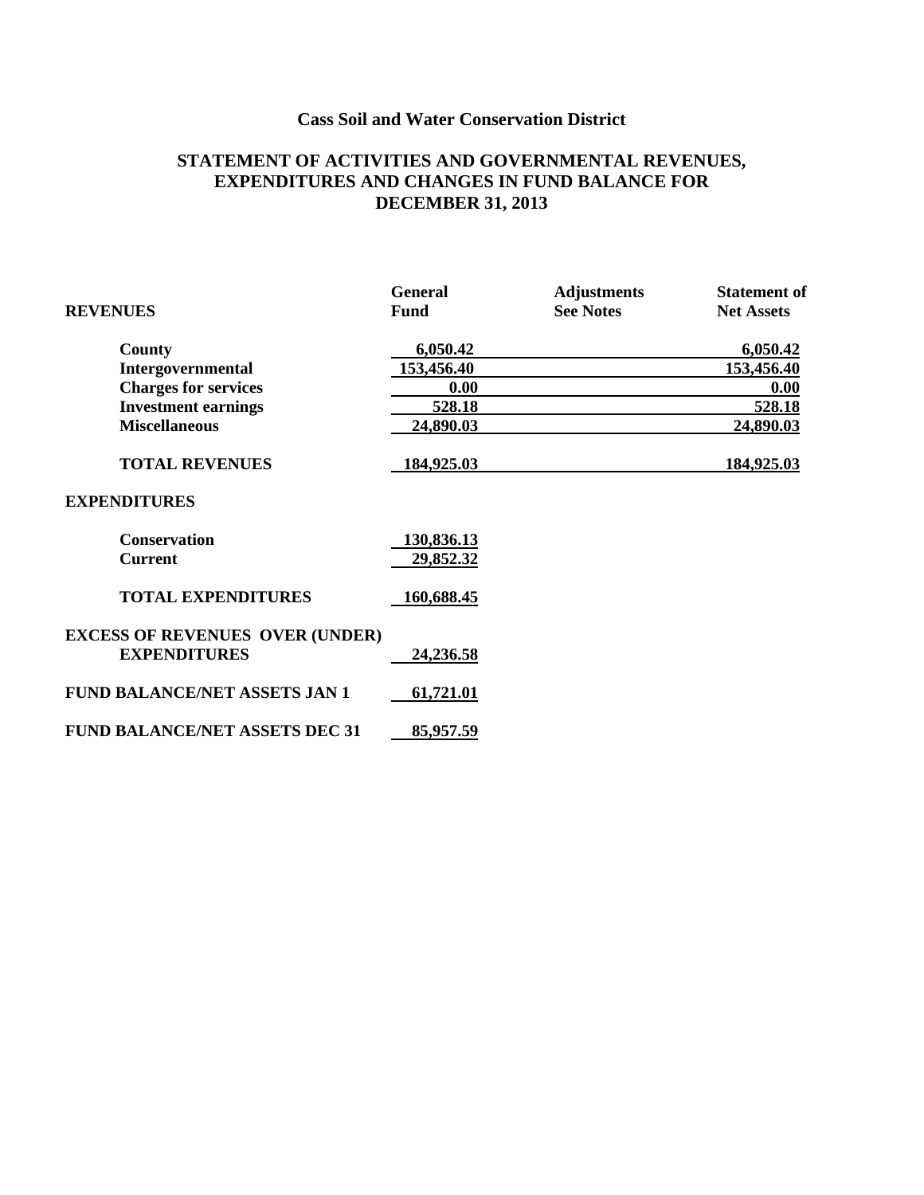## Cass Soil and Water Conservation District

## STATEMENT OF ACTIVITIES AND GOVERNMENTAL REVENUES, EXPENDITURES AND CHANGES IN FUND BALANCE FOR DECEMBER 31, 2013

| REVENUES | General Fund | Adjustments See Notes | Statement of Net Assets |
|---|---|---|---|
| County | 6,050.42 | | 6,050.42 |
| Intergovernmental | 153,456.40 | | 153,456.40 |
| Charges for services | 0.00 | | 0.00 |
| Investment earnings | 528.18 | | 528.18 |
| Miscellaneous | 24,890.03 | | 24,890.03 |
| TOTAL REVENUES | 184,925.03 | | 184,925.03 |
| **EXPENDITURES** | | | |
| Conservation | 130,836.13 | | |
| Current | 29,852.32 | | |
| TOTAL EXPENDITURES | 160,688.45 | | |
| EXCESS OF REVENUES OVER (UNDER) EXPENDITURES | 24,236.58 | | |
| FUND BALANCE/NET ASSETS JAN 1 | 61,721.01 | | |
| FUND BALANCE/NET ASSETS DEC 31 | 85,957.59 | | |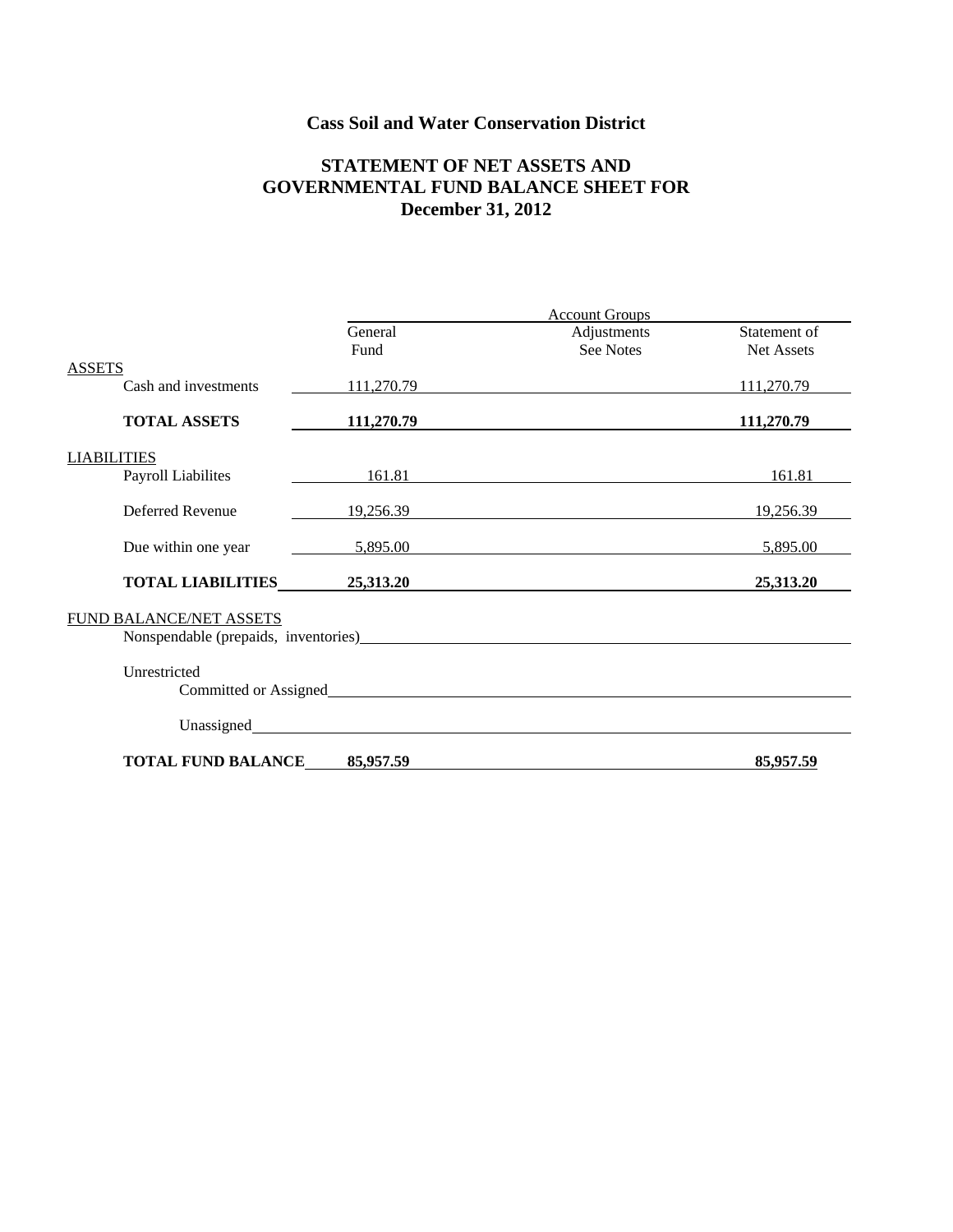**Cass Soil and Water Conservation District**

**STATEMENT OF NET ASSETS AND GOVERNMENTAL FUND BALANCE SHEET FOR December 31, 2012**

| | | Account Groups | |
|---|---|---|---|
| | General Fund | Adjustments See Notes | Statement of Net Assets |
| ASSETS | | | |
| Cash and investments | 111,270.79 | | 111,270.79 |
| **TOTAL ASSETS** | **111,270.79** | | **111,270.79** |
| LIABILITIES | | | |
| Payroll Liabilites | 161.81 | | 161.81 |
| Deferred Revenue | 19,256.39 | | 19,256.39 |
| Due within one year | 5,895.00 | | 5,895.00 |
| **TOTAL LIABILITIES** | **25,313.20** | | **25,313.20** |
| FUND BALANCE/NET ASSETS | | | |
| Nonspendable (prepaids, inventories) | | | |
| Unrestricted | | | |
| Committed or Assigned | | | |
| Unassigned | | | |
| **TOTAL FUND BALANCE** | **85,957.59** | | **85,957.59** |